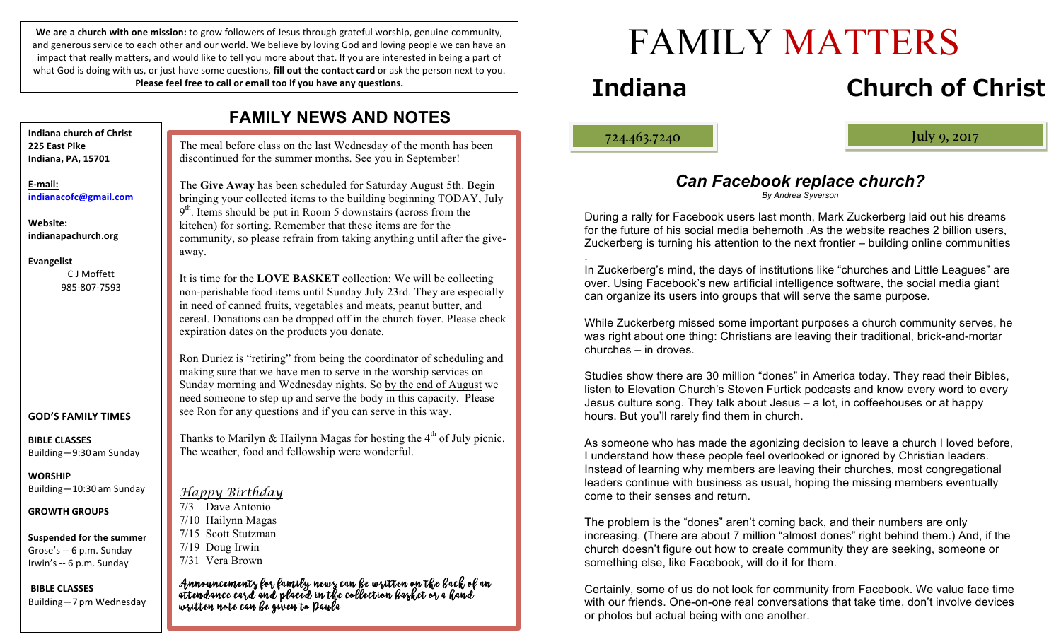**We are a church with one mission:** to grow followers of Jesus through grateful worship, genuine community, and generous service to each other and our world. We believe by loving God and loving people we can have an impact that really matters, and would like to tell you more about that. If you are interested in being a part of what God is doing with us, or just have some questions, **fill out the contact card** or ask the person next to you. **Please feel free to call or email too if you have any questions.**

**Indiana church of Christ**
**225 East Pike**
**Indiana, PA, 15701**

**E-mail:**
**indianacofc@gmail.com**

**Website:**
**indianapachurch.org**

**Evangelist**
C J Moffett
985-807-7593

**GOD'S FAMILY TIMES**

**BIBLE CLASSES**
Building—9:30 am Sunday

**WORSHIP**
Building—10:30 am Sunday

**GROWTH GROUPS**

**Suspended for the summer**
Grose's -- 6 p.m. Sunday
Irwin's -- 6 p.m. Sunday

**BIBLE CLASSES**
Building—7 pm Wednesday

## FAMILY NEWS AND NOTES

The meal before class on the last Wednesday of the month has been discontinued for the summer months. See you in September!

The **Give Away** has been scheduled for Saturday August 5th. Begin bringing your collected items to the building beginning TODAY, July 9th. Items should be put in Room 5 downstairs (across from the kitchen) for sorting. Remember that these items are for the community, so please refrain from taking anything until after the give-away.

It is time for the **LOVE BASKET** collection: We will be collecting non-perishable food items until Sunday July 23rd. They are especially in need of canned fruits, vegetables and meats, peanut butter, and cereal. Donations can be dropped off in the church foyer. Please check expiration dates on the products you donate.

Ron Duriez is "retiring" from being the coordinator of scheduling and making sure that we have men to serve in the worship services on Sunday morning and Wednesday nights. So by the end of August we need someone to step up and serve the body in this capacity. Please see Ron for any questions and if you can serve in this way.

Thanks to Marilyn & Hailynn Magas for hosting the 4th of July picnic. The weather, food and fellowship were wonderful.

*Happy Birthday*

7/3 Dave Antonio
7/10 Hailynn Magas
7/15 Scott Stutzman
7/19 Doug Irwin
7/31 Vera Brown

*Announcements for family news can be written on the back of an attendance card and placed in the collection basket or a hand written note can be given to Paula*

# FAMILY MATTERS

## Indiana Church of Christ

724.463.7240

July 9, 2017

### *Can Facebook replace church?*

*By Andrea Syverson*

During a rally for Facebook users last month, Mark Zuckerberg laid out his dreams for the future of his social media behemoth .As the website reaches 2 billion users, Zuckerberg is turning his attention to the next frontier – building online communities

.

In Zuckerberg's mind, the days of institutions like "churches and Little Leagues" are over. Using Facebook's new artificial intelligence software, the social media giant can organize its users into groups that will serve the same purpose.

While Zuckerberg missed some important purposes a church community serves, he was right about one thing: Christians are leaving their traditional, brick-and-mortar churches – in droves.

Studies show there are 30 million "dones" in America today. They read their Bibles, listen to Elevation Church's Steven Furtick podcasts and know every word to every Jesus culture song. They talk about Jesus – a lot, in coffeehouses or at happy hours. But you'll rarely find them in church.

As someone who has made the agonizing decision to leave a church I loved before, I understand how these people feel overlooked or ignored by Christian leaders. Instead of learning why members are leaving their churches, most congregational leaders continue with business as usual, hoping the missing members eventually come to their senses and return.

The problem is the "dones" aren't coming back, and their numbers are only increasing. (There are about 7 million "almost dones" right behind them.) And, if the church doesn't figure out how to create community they are seeking, someone or something else, like Facebook, will do it for them.

Certainly, some of us do not look for community from Facebook. We value face time with our friends. One-on-one real conversations that take time, don't involve devices or photos but actual being with one another.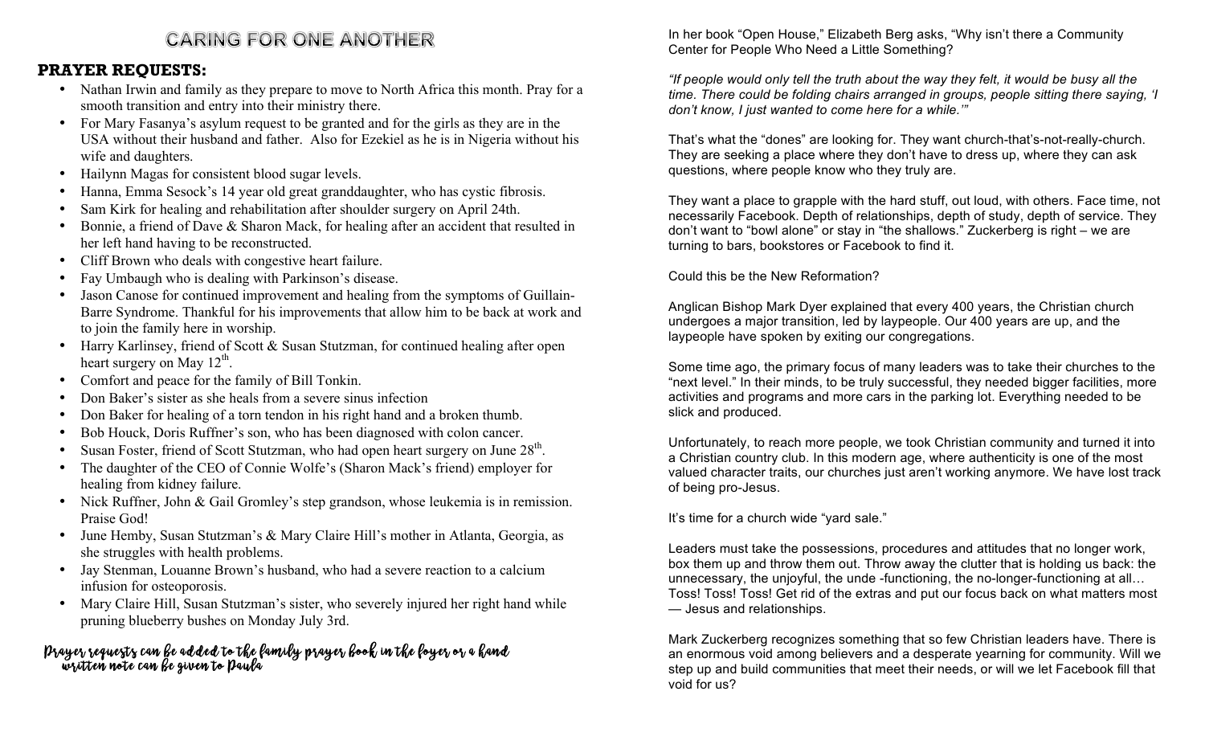# CARING FOR ONE ANOTHER

## PRAYER REQUESTS:

- Nathan Irwin and family as they prepare to move to North Africa this month. Pray for a smooth transition and entry into their ministry there.
- For Mary Fasanya's asylum request to be granted and for the girls as they are in the USA without their husband and father. Also for Ezekiel as he is in Nigeria without his wife and daughters.
- Hailynn Magas for consistent blood sugar levels.
- Hanna, Emma Sesock's 14 year old great granddaughter, who has cystic fibrosis.
- Sam Kirk for healing and rehabilitation after shoulder surgery on April 24th.
- Bonnie, a friend of Dave & Sharon Mack, for healing after an accident that resulted in her left hand having to be reconstructed.
- Cliff Brown who deals with congestive heart failure.
- Fay Umbaugh who is dealing with Parkinson's disease.
- Jason Canose for continued improvement and healing from the symptoms of Guillain-Barre Syndrome. Thankful for his improvements that allow him to be back at work and to join the family here in worship.
- Harry Karlinsey, friend of Scott & Susan Stutzman, for continued healing after open heart surgery on May 12th.
- Comfort and peace for the family of Bill Tonkin.
- Don Baker's sister as she heals from a severe sinus infection
- Don Baker for healing of a torn tendon in his right hand and a broken thumb.
- Bob Houck, Doris Ruffner's son, who has been diagnosed with colon cancer.
- Susan Foster, friend of Scott Stutzman, who had open heart surgery on June 28th.
- The daughter of the CEO of Connie Wolfe's (Sharon Mack's friend) employer for healing from kidney failure.
- Nick Ruffner, John & Gail Gromley's step grandson, whose leukemia is in remission. Praise God!
- June Hemby, Susan Stutzman's & Mary Claire Hill's mother in Atlanta, Georgia, as she struggles with health problems.
- Jay Stenman, Louanne Brown's husband, who had a severe reaction to a calcium infusion for osteoporosis.
- Mary Claire Hill, Susan Stutzman's sister, who severely injured her right hand while pruning blueberry bushes on Monday July 3rd.

*Prayer requests can be added to the family prayer book in the foyer or a hand written note can be given to Paula*

In her book "Open House," Elizabeth Berg asks, "Why isn't there a Community Center for People Who Need a Little Something?

*"If people would only tell the truth about the way they felt, it would be busy all the time. There could be folding chairs arranged in groups, people sitting there saying, 'I don't know, I just wanted to come here for a while.'"*

That's what the "dones" are looking for. They want church-that's-not-really-church. They are seeking a place where they don't have to dress up, where they can ask questions, where people know who they truly are.

They want a place to grapple with the hard stuff, out loud, with others. Face time, not necessarily Facebook. Depth of relationships, depth of study, depth of service. They don't want to "bowl alone" or stay in "the shallows." Zuckerberg is right – we are turning to bars, bookstores or Facebook to find it.

Could this be the New Reformation?

Anglican Bishop Mark Dyer explained that every 400 years, the Christian church undergoes a major transition, led by laypeople. Our 400 years are up, and the laypeople have spoken by exiting our congregations.

Some time ago, the primary focus of many leaders was to take their churches to the "next level." In their minds, to be truly successful, they needed bigger facilities, more activities and programs and more cars in the parking lot. Everything needed to be slick and produced.

Unfortunately, to reach more people, we took Christian community and turned it into a Christian country club. In this modern age, where authenticity is one of the most valued character traits, our churches just aren't working anymore. We have lost track of being pro-Jesus.

It's time for a church wide "yard sale."

Leaders must take the possessions, procedures and attitudes that no longer work, box them up and throw them out. Throw away the clutter that is holding us back: the unnecessary, the unjoyful, the unde -functioning, the no-longer-functioning at all… Toss! Toss! Toss! Get rid of the extras and put our focus back on what matters most — Jesus and relationships.

Mark Zuckerberg recognizes something that so few Christian leaders have. There is an enormous void among believers and a desperate yearning for community. Will we step up and build communities that meet their needs, or will we let Facebook fill that void for us?